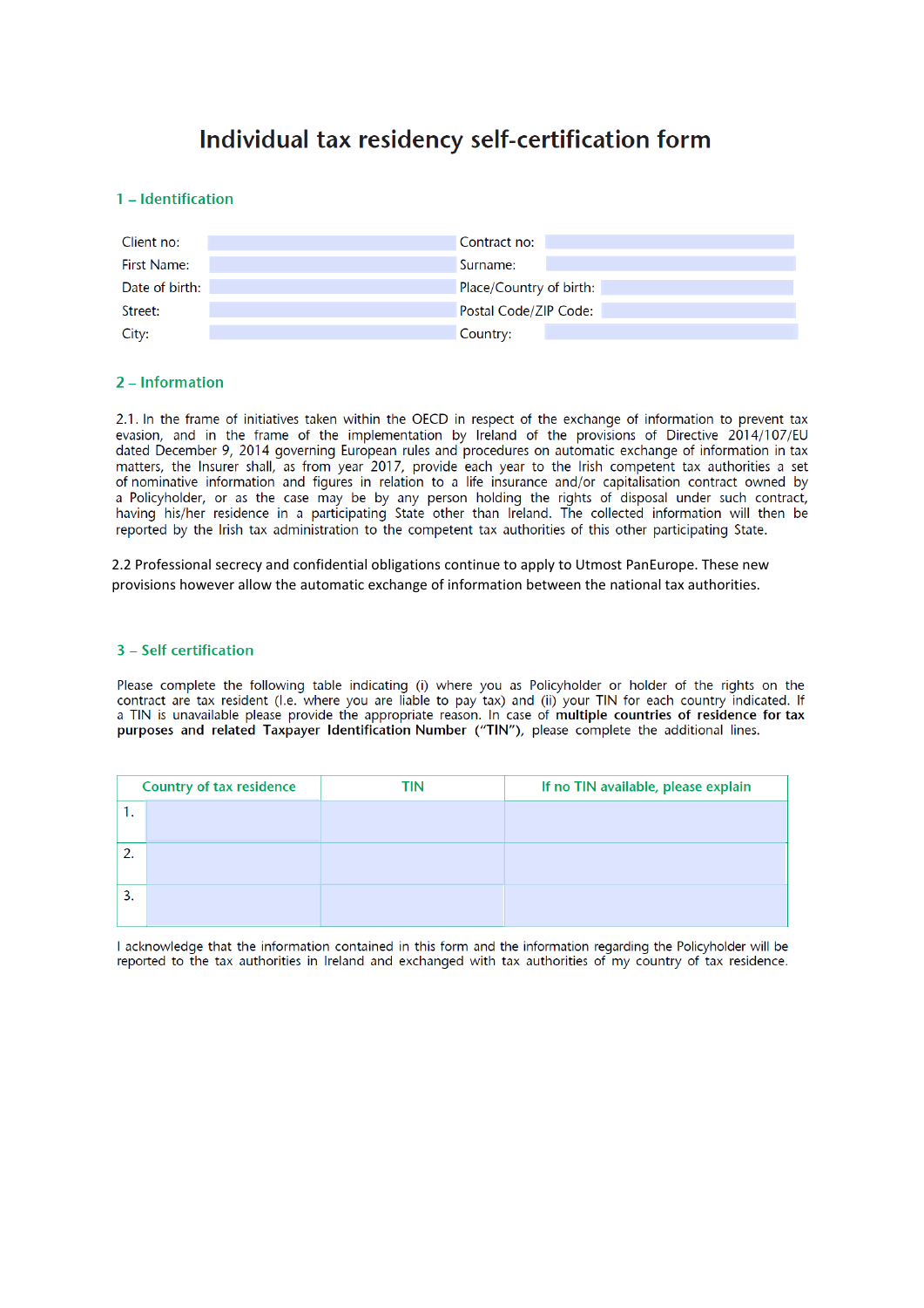# Individual tax residency self-certification form

## 1 – Identification

| | | | |
|---|---|---|---|
| Client no: | | Contract no: | |
| First Name: | | Surname: | |
| Date of birth: | | Place/Country of birth: | |
| Street: | | Postal Code/ZIP Code: | |
| City: | | Country: | |

## 2 – Information

2.1. In the frame of initiatives taken within the OECD in respect of the exchange of information to prevent tax evasion, and in the frame of the implementation by Ireland of the provisions of Directive 2014/107/EU dated December 9, 2014 governing European rules and procedures on automatic exchange of information in tax matters, the Insurer shall, as from year 2017, provide each year to the Irish competent tax authorities a set of nominative information and figures in relation to a life insurance and/or capitalisation contract owned by a Policyholder, or as the case may be by any person holding the rights of disposal under such contract, having his/her residence in a participating State other than Ireland. The collected information will then be reported by the Irish tax administration to the competent tax authorities of this other participating State.

2.2 Professional secrecy and confidential obligations continue to apply to Utmost PanEurope. These new provisions however allow the automatic exchange of information between the national tax authorities.

## 3 – Self certification

Please complete the following table indicating (i) where you as Policyholder or holder of the rights on the contract are tax resident (I.e. where you are liable to pay tax) and (ii) your TIN for each country indicated. If a TIN is unavailable please provide the appropriate reason. In case of **multiple countries of residence for tax purposes and related Taxpayer Identification Number ("TIN")**, please complete the additional lines.

| | Country of tax residence | TIN | If no TIN available, please explain |
|---|---|---|---|
| 1. | | | |
| 2. | | | |
| 3. | | | |

I acknowledge that the information contained in this form and the information regarding the Policyholder will be reported to the tax authorities in Ireland and exchanged with tax authorities of my country of tax residence.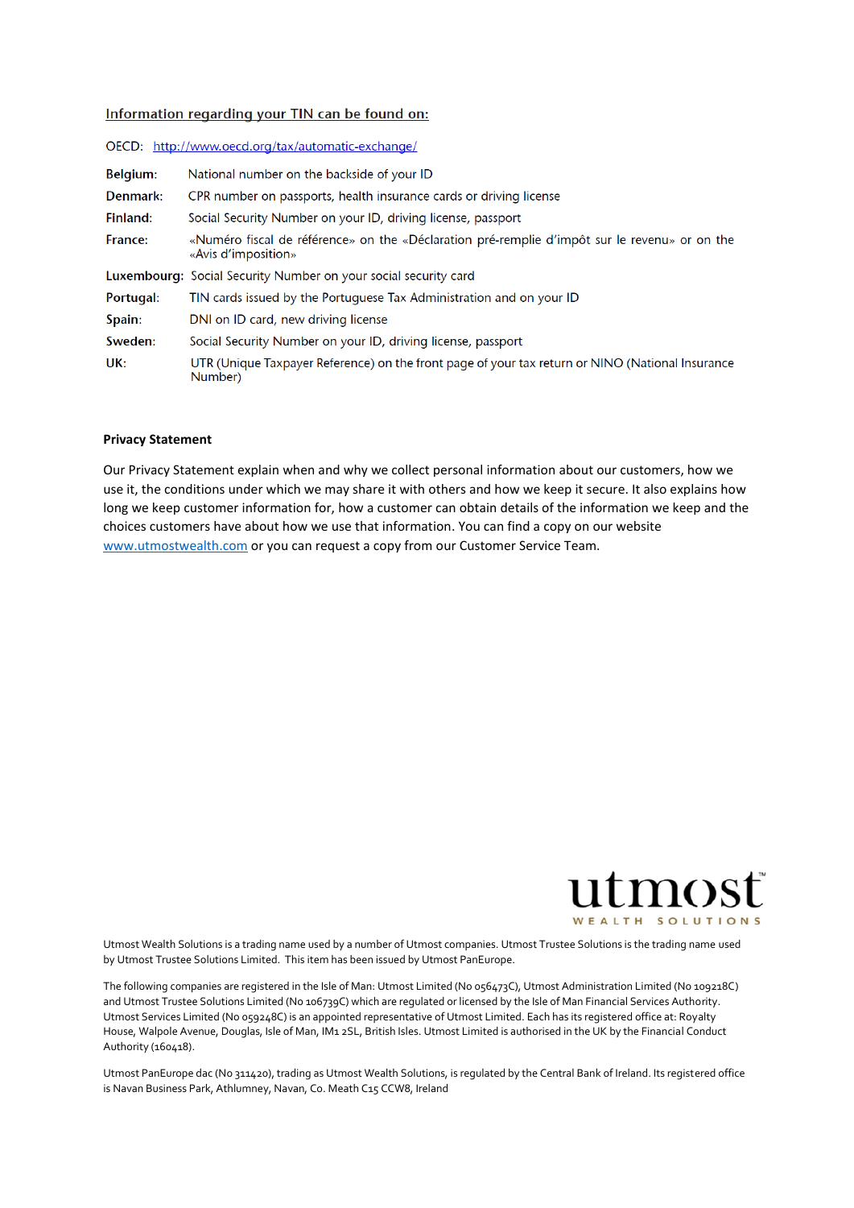## Information regarding your TIN can be found on:

OECD: [http://www.oecd.org/tax/automatic-exchange/](http://www.oecd.org/tax/automatic-exchange/)

| | |
|---|---|
| **Belgium**: | National number on the backside of your ID |
| **Denmark**: | CPR number on passports, health insurance cards or driving license |
| **Finland**: | Social Security Number on your ID, driving license, passport |
| **France**: | «Numéro fiscal de référence» on the «Déclaration pré-remplie d'impôt sur le revenu» or on the «Avis d'imposition» |
| **Luxembourg**: | Social Security Number on your social security card |
| **Portugal**: | TIN cards issued by the Portuguese Tax Administration and on your ID |
| **Spain**: | DNI on ID card, new driving license |
| **Sweden**: | Social Security Number on your ID, driving license, passport |
| **UK**: | UTR (Unique Taxpayer Reference) on the front page of your tax return or NINO (National Insurance Number) |

**Privacy Statement**

Our Privacy Statement explain when and why we collect personal information about our customers, how we use it, the conditions under which we may share it with others and how we keep it secure. It also explains how long we keep customer information for, how a customer can obtain details of the information we keep and the choices customers have about how we use that information. You can find a copy on our website [www.utmostwealth.com](www.utmostwealth.com) or you can request a copy from our Customer Service Team.

utmost™ WEALTH SOLUTIONS

Utmost Wealth Solutions is a trading name used by a number of Utmost companies. Utmost Trustee Solutions is the trading name used by Utmost Trustee Solutions Limited. This item has been issued by Utmost PanEurope.

The following companies are registered in the Isle of Man: Utmost Limited (No 056473C), Utmost Administration Limited (No 109218C) and Utmost Trustee Solutions Limited (No 106739C) which are regulated or licensed by the Isle of Man Financial Services Authority. Utmost Services Limited (No 059248C) is an appointed representative of Utmost Limited. Each has its registered office at: Royalty House, Walpole Avenue, Douglas, Isle of Man, IM1 2SL, British Isles. Utmost Limited is authorised in the UK by the Financial Conduct Authority (160418).

Utmost PanEurope dac (No 311420), trading as Utmost Wealth Solutions, is regulated by the Central Bank of Ireland. Its registered office is Navan Business Park, Athlumney, Navan, Co. Meath C15 CCW8, Ireland